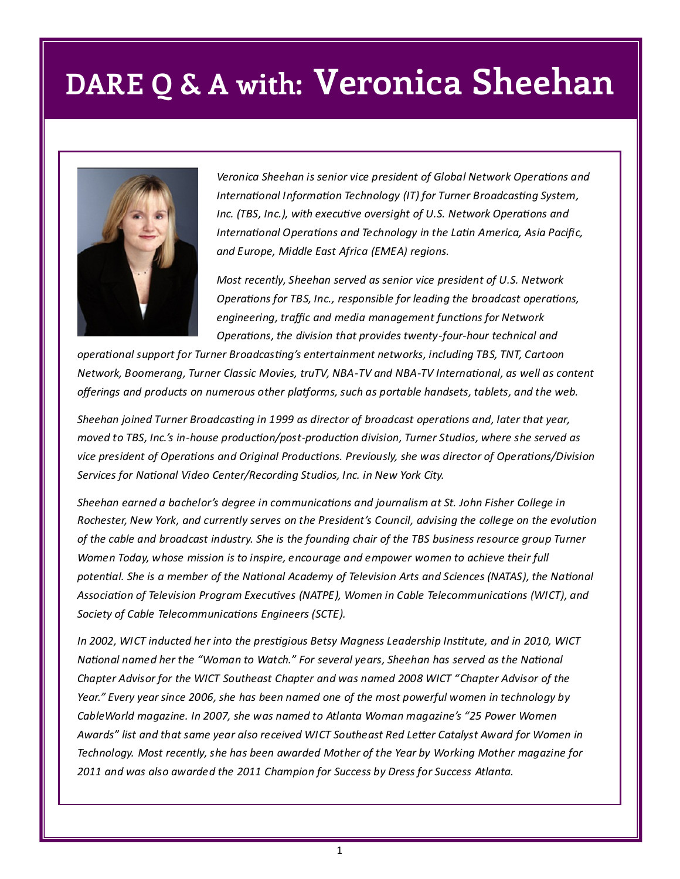# DARE Q & A with: Veronica Sheehan

*Veronica Sheehan is senior vice president of Global Network Operations and International Information Technology (IT) for Turner Broadcasting System, Inc. (TBS, Inc.), with executive oversight of U.S. Network Operations and International Operations and Technology in the Latin America, Asia Pacific, and Europe, Middle East Africa (EMEA) regions.*

*Most recently, Sheehan served as senior vice president of U.S. Network Operations for TBS, Inc., responsible for leading the broadcast operations, engineering, traffic and media management functions for Network Operations, the division that provides twenty-four-hour technical and operational support for Turner Broadcasting's entertainment networks, including TBS, TNT, Cartoon Network, Boomerang, Turner Classic Movies, truTV, NBA-TV and NBA-TV International, as well as content offerings and products on numerous other platforms, such as portable handsets, tablets, and the web.*

*Sheehan joined Turner Broadcasting in 1999 as director of broadcast operations and, later that year, moved to TBS, Inc.'s in-house production/post-production division, Turner Studios, where she served as vice president of Operations and Original Productions. Previously, she was director of Operations/Division Services for National Video Center/Recording Studios, Inc. in New York City.*

*Sheehan earned a bachelor's degree in communications and journalism at St. John Fisher College in Rochester, New York, and currently serves on the President's Council, advising the college on the evolution of the cable and broadcast industry. She is the founding chair of the TBS business resource group Turner Women Today, whose mission is to inspire, encourage and empower women to achieve their full potential. She is a member of the National Academy of Television Arts and Sciences (NATAS), the National Association of Television Program Executives (NATPE), Women in Cable Telecommunications (WICT), and Society of Cable Telecommunications Engineers (SCTE).*

*In 2002, WICT inducted her into the prestigious Betsy Magness Leadership Institute, and in 2010, WICT National named her the "Woman to Watch." For several years, Sheehan has served as the National Chapter Advisor for the WICT Southeast Chapter and was named 2008 WICT "Chapter Advisor of the Year." Every year since 2006, she has been named one of the most powerful women in technology by CableWorld magazine. In 2007, she was named to Atlanta Woman magazine's "25 Power Women Awards" list and that same year also received WICT Southeast Red Letter Catalyst Award for Women in Technology. Most recently, she has been awarded Mother of the Year by Working Mother magazine for 2011 and was also awarded the 2011 Champion for Success by Dress for Success Atlanta.*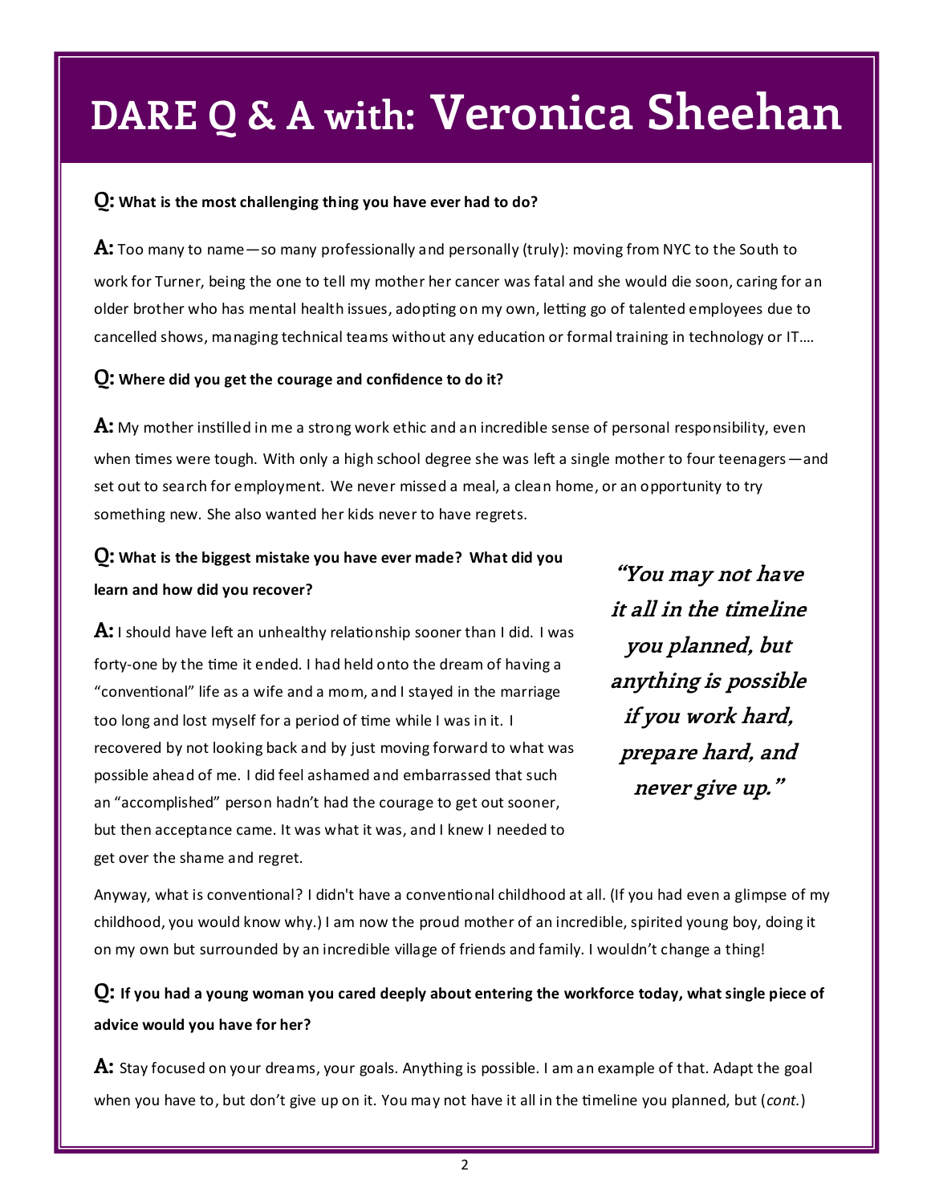# DARE Q & A with: Veronica Sheehan

**Q: What is the most challenging thing you have ever had to do?**

**A:** Too many to name—so many professionally and personally (truly): moving from NYC to the South to work for Turner, being the one to tell my mother her cancer was fatal and she would die soon, caring for an older brother who has mental health issues, adopting on my own, letting go of talented employees due to cancelled shows, managing technical teams without any education or formal training in technology or IT….

**Q: Where did you get the courage and confidence to do it?**

**A:** My mother instilled in me a strong work ethic and an incredible sense of personal responsibility, even when times were tough. With only a high school degree she was left a single mother to four teenagers—and set out to search for employment. We never missed a meal, a clean home, or an opportunity to try something new. She also wanted her kids never to have regrets.

**Q: What is the biggest mistake you have ever made? What did you learn and how did you recover?**

**A:** I should have left an unhealthy relationship sooner than I did. I was forty-one by the time it ended. I had held onto the dream of having a "conventional" life as a wife and a mom, and I stayed in the marriage too long and lost myself for a period of time while I was in it. I recovered by not looking back and by just moving forward to what was possible ahead of me. I did feel ashamed and embarrassed that such an "accomplished" person hadn't had the courage to get out sooner, but then acceptance came. It was what it was, and I knew I needed to get over the shame and regret.

> ***"You may not have it all in the timeline you planned, but anything is possible if you work hard, prepare hard, and never give up."***

Anyway, what is conventional? I didn't have a conventional childhood at all. (If you had even a glimpse of my childhood, you would know why.) I am now the proud mother of an incredible, spirited young boy, doing it on my own but surrounded by an incredible village of friends and family. I wouldn't change a thing!

**Q: If you had a young woman you cared deeply about entering the workforce today, what single piece of advice would you have for her?**

**A:** Stay focused on your dreams, your goals. Anything is possible. I am an example of that. Adapt the goal when you have to, but don't give up on it. You may not have it all in the timeline you planned, but (*cont.*)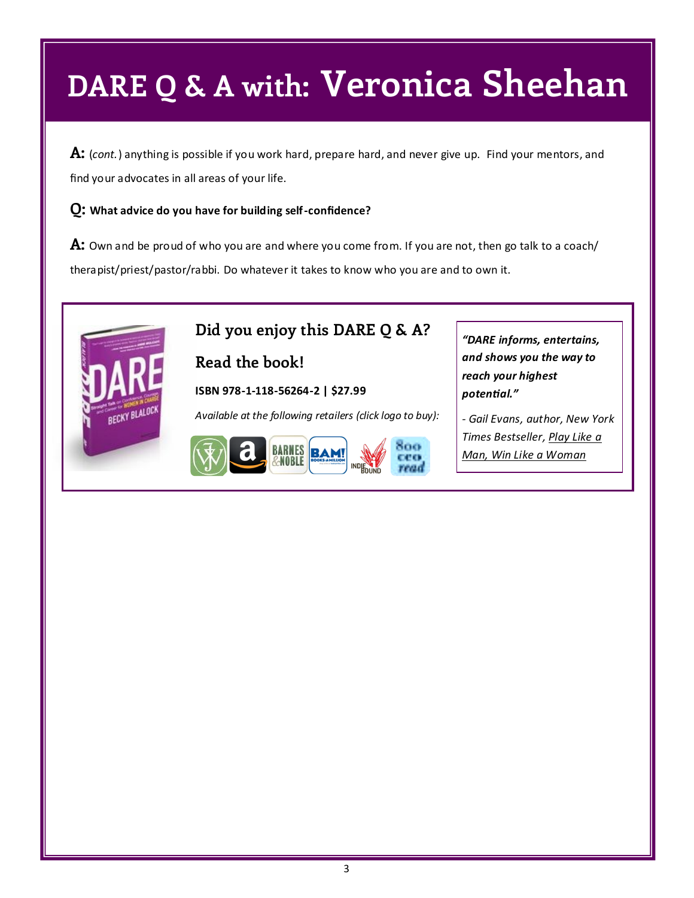# DARE Q & A with: Veronica Sheehan

**A:** (*cont.*) anything is possible if you work hard, prepare hard, and never give up. Find your mentors, and find your advocates in all areas of your life.

**Q: What advice do you have for building self-confidence?**

**A:** Own and be proud of who you are and where you come from. If you are not, then go talk to a coach/ therapist/priest/pastor/rabbi. Do whatever it takes to know who you are and to own it.

## Did you enjoy this DARE Q & A?

## Read the book!

**ISBN 978-1-118-56264-2 | $27.99**

*Available at the following retailers (click logo to buy):*

***"DARE informs, entertains, and shows you the way to reach your highest potential."***

*- Gail Evans, author, New York Times Bestseller, Play Like a Man, Win Like a Woman*